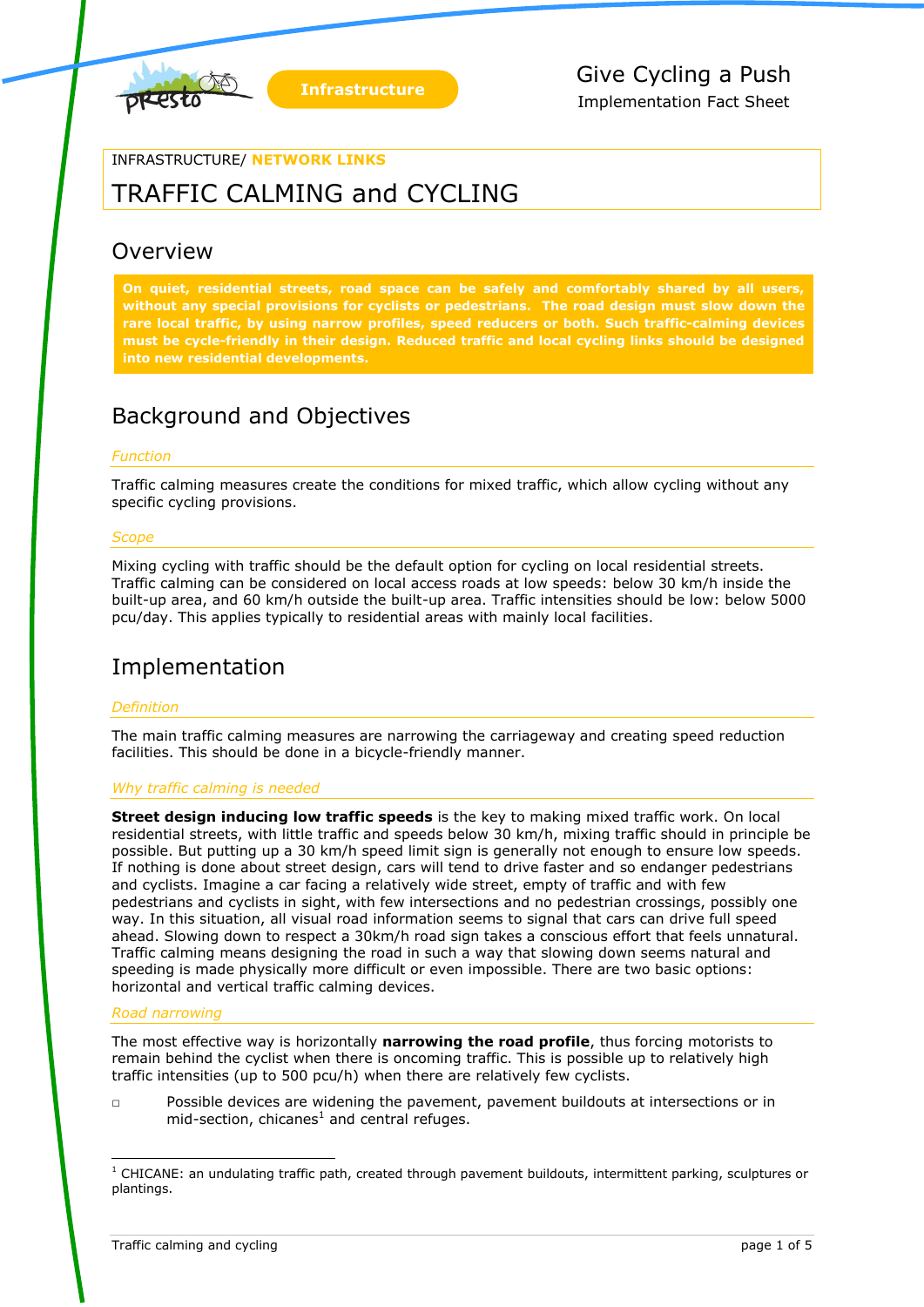Infrastructure

Give Cycling a Push
Implementation Fact Sheet

INFRASTRUCTURE/ **NETWORK LINKS**

# TRAFFIC CALMING and CYCLING

## Overview

**On quiet, residential streets, road space can be safely and comfortably shared by all users, without any special provisions for cyclists or pedestrians. The road design must slow down the rare local traffic, by using narrow profiles, speed reducers or both. Such traffic-calming devices must be cycle-friendly in their design. Reduced traffic and local cycling links should be designed into new residential developments.**

## Background and Objectives

### *Function*

Traffic calming measures create the conditions for mixed traffic, which allow cycling without any specific cycling provisions.

### *Scope*

Mixing cycling with traffic should be the default option for cycling on local residential streets. Traffic calming can be considered on local access roads at low speeds: below 30 km/h inside the built-up area, and 60 km/h outside the built-up area. Traffic intensities should be low: below 5000 pcu/day. This applies typically to residential areas with mainly local facilities.

## Implementation

### *Definition*

The main traffic calming measures are narrowing the carriageway and creating speed reduction facilities. This should be done in a bicycle-friendly manner.

### *Why traffic calming is needed*

**Street design inducing low traffic speeds** is the key to making mixed traffic work. On local residential streets, with little traffic and speeds below 30 km/h, mixing traffic should in principle be possible. But putting up a 30 km/h speed limit sign is generally not enough to ensure low speeds. If nothing is done about street design, cars will tend to drive faster and so endanger pedestrians and cyclists. Imagine a car facing a relatively wide street, empty of traffic and with few pedestrians and cyclists in sight, with few intersections and no pedestrian crossings, possibly one way. In this situation, all visual road information seems to signal that cars can drive full speed ahead. Slowing down to respect a 30km/h road sign takes a conscious effort that feels unnatural. Traffic calming means designing the road in such a way that slowing down seems natural and speeding is made physically more difficult or even impossible. There are two basic options: horizontal and vertical traffic calming devices.

### *Road narrowing*

The most effective way is horizontally **narrowing the road profile**, thus forcing motorists to remain behind the cyclist when there is oncoming traffic. This is possible up to relatively high traffic intensities (up to 500 pcu/h) when there are relatively few cyclists.

- Possible devices are widening the pavement, pavement buildouts at intersections or in mid-section, chicanes[1] and central refuges.

[1] CHICANE: an undulating traffic path, created through pavement buildouts, intermittent parking, sculptures or plantings.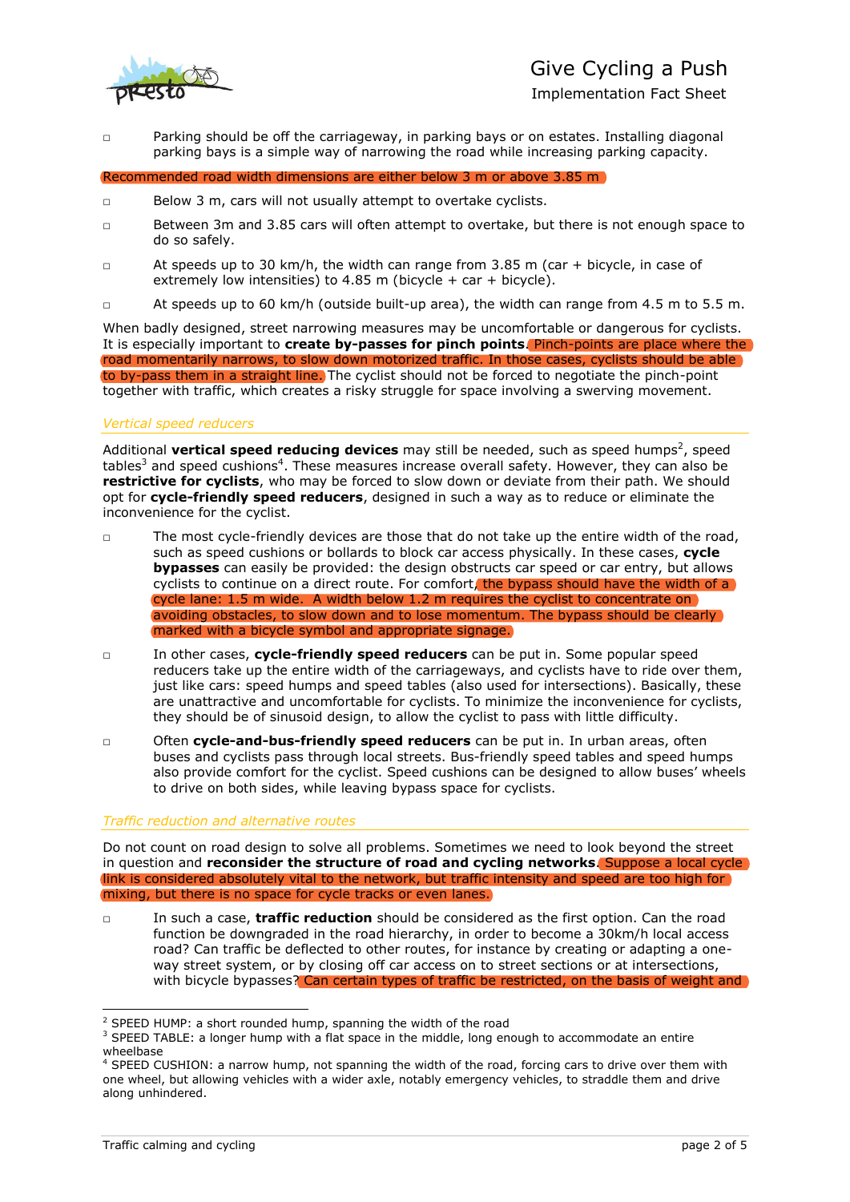- Parking should be off the carriageway, in parking bays or on estates. Installing diagonal parking bays is a simple way of narrowing the road while increasing parking capacity.

Recommended road width dimensions are either below 3 m or above 3.85 m

- Below 3 m, cars will not usually attempt to overtake cyclists.
- Between 3m and 3.85 cars will often attempt to overtake, but there is not enough space to do so safely.
- At speeds up to 30 km/h, the width can range from 3.85 m (car + bicycle, in case of extremely low intensities) to 4.85 m (bicycle + car + bicycle).
- At speeds up to 60 km/h (outside built-up area), the width can range from 4.5 m to 5.5 m.

When badly designed, street narrowing measures may be uncomfortable or dangerous for cyclists. It is especially important to **create by-passes for pinch points**. Pinch-points are place where the road momentarily narrows, to slow down motorized traffic. In those cases, cyclists should be able to by-pass them in a straight line. The cyclist should not be forced to negotiate the pinch-point together with traffic, which creates a risky struggle for space involving a swerving movement.

### *Vertical speed reducers*

Additional **vertical speed reducing devices** may still be needed, such as speed humps[2], speed tables[3] and speed cushions[4]. These measures increase overall safety. However, they can also be **restrictive for cyclists**, who may be forced to slow down or deviate from their path. We should opt for **cycle-friendly speed reducers**, designed in such a way as to reduce or eliminate the inconvenience for the cyclist.

- The most cycle-friendly devices are those that do not take up the entire width of the road, such as speed cushions or bollards to block car access physically. In these cases, **cycle bypasses** can easily be provided: the design obstructs car speed or car entry, but allows cyclists to continue on a direct route. For comfort, the bypass should have the width of a cycle lane: 1.5 m wide. A width below 1.2 m requires the cyclist to concentrate on avoiding obstacles, to slow down and to lose momentum. The bypass should be clearly marked with a bicycle symbol and appropriate signage.
- In other cases, **cycle-friendly speed reducers** can be put in. Some popular speed reducers take up the entire width of the carriageways, and cyclists have to ride over them, just like cars: speed humps and speed tables (also used for intersections). Basically, these are unattractive and uncomfortable for cyclists. To minimize the inconvenience for cyclists, they should be of sinusoid design, to allow the cyclist to pass with little difficulty.
- Often **cycle-and-bus-friendly speed reducers** can be put in. In urban areas, often buses and cyclists pass through local streets. Bus-friendly speed tables and speed humps also provide comfort for the cyclist. Speed cushions can be designed to allow buses' wheels to drive on both sides, while leaving bypass space for cyclists.

### *Traffic reduction and alternative routes*

Do not count on road design to solve all problems. Sometimes we need to look beyond the street in question and **reconsider the structure of road and cycling networks**. Suppose a local cycle link is considered absolutely vital to the network, but traffic intensity and speed are too high for mixing, but there is no space for cycle tracks or even lanes.

- In such a case, **traffic reduction** should be considered as the first option. Can the road function be downgraded in the road hierarchy, in order to become a 30km/h local access road? Can traffic be deflected to other routes, for instance by creating or adapting a one-way street system, or by closing off car access on to street sections or at intersections, with bicycle bypasses? Can certain types of traffic be restricted, on the basis of weight and

---

[2] SPEED HUMP: a short rounded hump, spanning the width of the road

[3] SPEED TABLE: a longer hump with a flat space in the middle, long enough to accommodate an entire wheelbase

[4] SPEED CUSHION: a narrow hump, not spanning the width of the road, forcing cars to drive over them with one wheel, but allowing vehicles with a wider axle, notably emergency vehicles, to straddle them and drive along unhindered.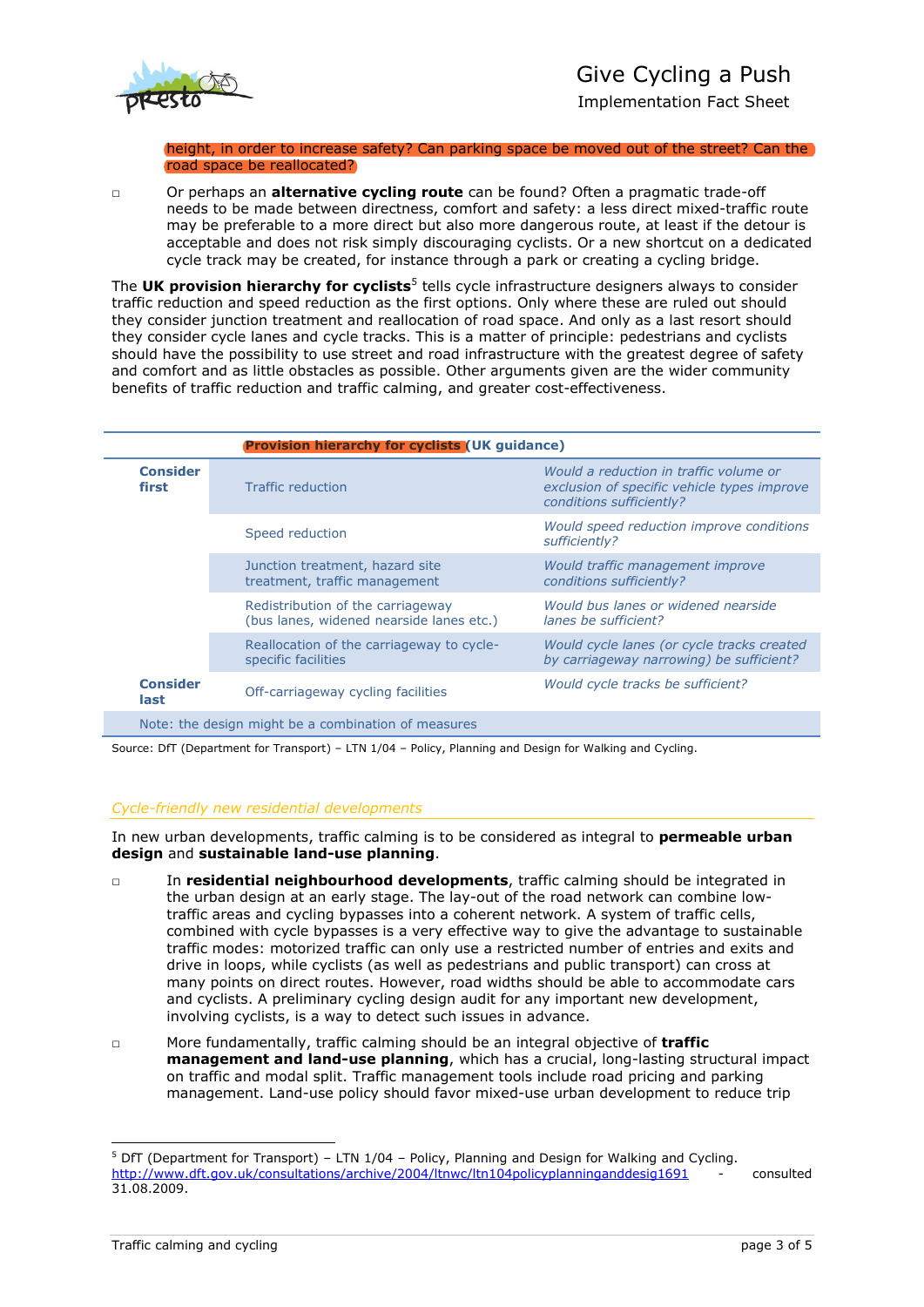height, in order to increase safety? Can parking space be moved out of the street? Can the road space be reallocated?

- Or perhaps an **alternative cycling route** can be found? Often a pragmatic trade-off needs to be made between directness, comfort and safety: a less direct mixed-traffic route may be preferable to a more direct but also more dangerous route, at least if the detour is acceptable and does not risk simply discouraging cyclists. Or a new shortcut on a dedicated cycle track may be created, for instance through a park or creating a cycling bridge.

The **UK provision hierarchy for cyclists**[5] tells cycle infrastructure designers always to consider traffic reduction and speed reduction as the first options. Only where these are ruled out should they consider junction treatment and reallocation of road space. And only as a last resort should they consider cycle lanes and cycle tracks. This is a matter of principle: pedestrians and cyclists should have the possibility to use street and road infrastructure with the greatest degree of safety and comfort and as little obstacles as possible. Other arguments given are the wider community benefits of traffic reduction and traffic calming, and greater cost-effectiveness.

| | **Provision hierarchy for cyclists (UK guidance)** | |
|---|---|---|
| **Consider first** | Traffic reduction | *Would a reduction in traffic volume or exclusion of specific vehicle types improve conditions sufficiently?* |
| | Speed reduction | *Would speed reduction improve conditions sufficiently?* |
| | Junction treatment, hazard site treatment, traffic management | *Would traffic management improve conditions sufficiently?* |
| | Redistribution of the carriageway (bus lanes, widened nearside lanes etc.) | *Would bus lanes or widened nearside lanes be sufficient?* |
| | Reallocation of the carriageway to cycle-specific facilities | *Would cycle lanes (or cycle tracks created by carriageway narrowing) be sufficient?* |
| **Consider last** | Off-carriageway cycling facilities | *Would cycle tracks be sufficient?* |
| Note: the design might be a combination of measures | | |

Source: DfT (Department for Transport) – LTN 1/04 – Policy, Planning and Design for Walking and Cycling.

### *Cycle-friendly new residential developments*

In new urban developments, traffic calming is to be considered as integral to **permeable urban design** and **sustainable land-use planning**.

- In **residential neighbourhood developments**, traffic calming should be integrated in the urban design at an early stage. The lay-out of the road network can combine low-traffic areas and cycling bypasses into a coherent network. A system of traffic cells, combined with cycle bypasses is a very effective way to give the advantage to sustainable traffic modes: motorized traffic can only use a restricted number of entries and exits and drive in loops, while cyclists (as well as pedestrians and public transport) can cross at many points on direct routes. However, road widths should be able to accommodate cars and cyclists. A preliminary cycling design audit for any important new development, involving cyclists, is a way to detect such issues in advance.

- More fundamentally, traffic calming should be an integral objective of **traffic management and land-use planning**, which has a crucial, long-lasting structural impact on traffic and modal split. Traffic management tools include road pricing and parking management. Land-use policy should favor mixed-use urban development to reduce trip

---

[5] DfT (Department for Transport) – LTN 1/04 – Policy, Planning and Design for Walking and Cycling. http://www.dft.gov.uk/consultations/archive/2004/ltnwc/ltn104policyplanninganddesig1691 - consulted 31.08.2009.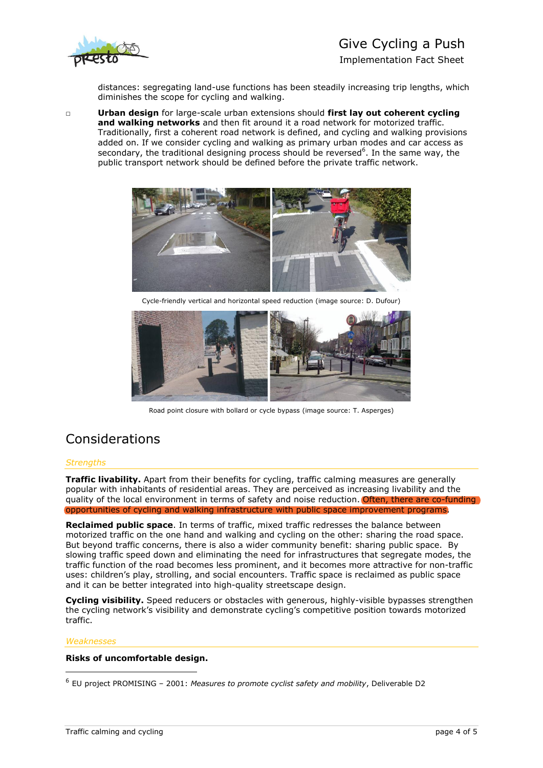distances: segregating land-use functions has been steadily increasing trip lengths, which diminishes the scope for cycling and walking.

- **Urban design** for large-scale urban extensions should **first lay out coherent cycling and walking networks** and then fit around it a road network for motorized traffic. Traditionally, first a coherent road network is defined, and cycling and walking provisions added on. If we consider cycling and walking as primary urban modes and car access as secondary, the traditional designing process should be reversed[6]. In the same way, the public transport network should be defined before the private traffic network.

Cycle-friendly vertical and horizontal speed reduction (image source: D. Dufour)

Road point closure with bollard or cycle bypass (image source: T. Asperges)

## Considerations

### *Strengths*

**Traffic livability.** Apart from their benefits for cycling, traffic calming measures are generally popular with inhabitants of residential areas. They are perceived as increasing livability and the quality of the local environment in terms of safety and noise reduction. Often, there are co-funding opportunities of cycling and walking infrastructure with public space improvement programs.

**Reclaimed public space**. In terms of traffic, mixed traffic redresses the balance between motorized traffic on the one hand and walking and cycling on the other: sharing the road space. But beyond traffic concerns, there is also a wider community benefit: sharing public space. By slowing traffic speed down and eliminating the need for infrastructures that segregate modes, the traffic function of the road becomes less prominent, and it becomes more attractive for non-traffic uses: children's play, strolling, and social encounters. Traffic space is reclaimed as public space and it can be better integrated into high-quality streetscape design.

**Cycling visibility.** Speed reducers or obstacles with generous, highly-visible bypasses strengthen the cycling network's visibility and demonstrate cycling's competitive position towards motorized traffic.

### *Weaknesses*

**Risks of uncomfortable design.**

---

[6] EU project PROMISING – 2001: *Measures to promote cyclist safety and mobility*, Deliverable D2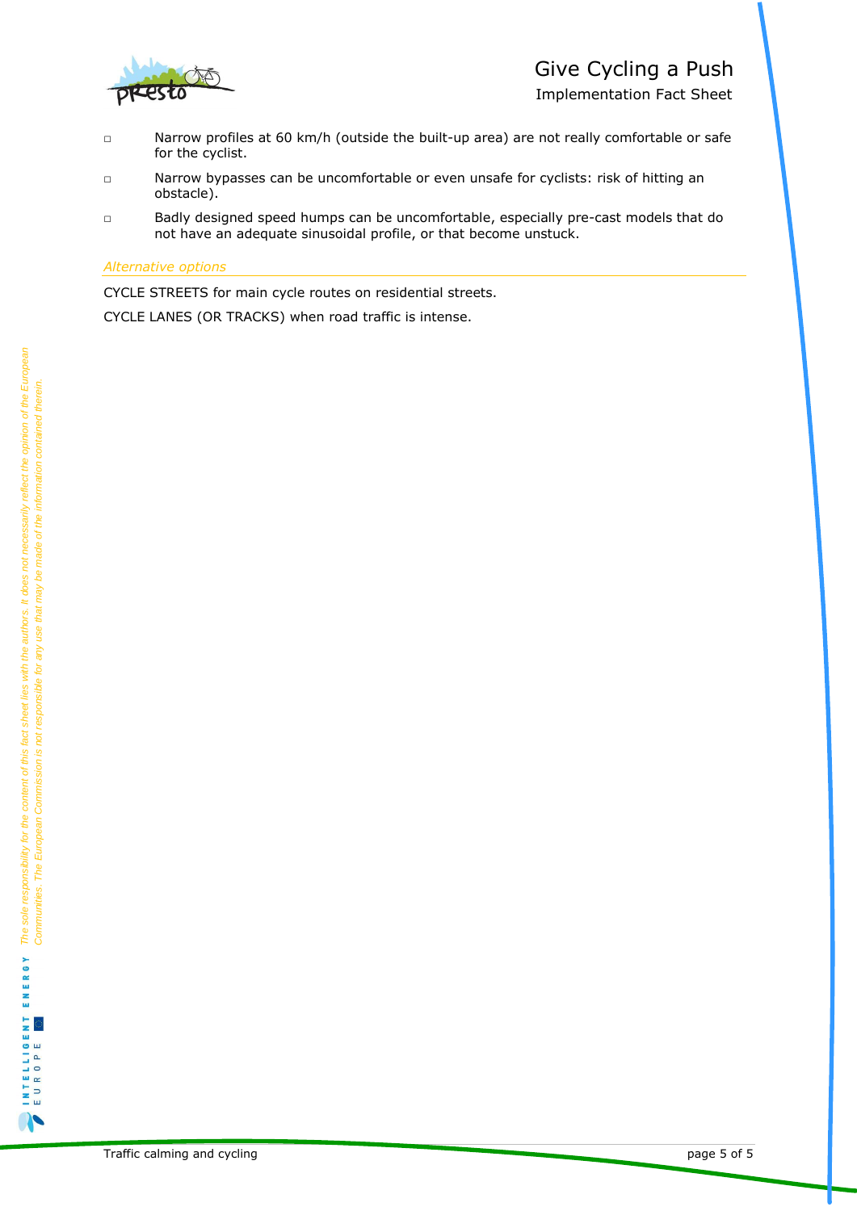- Narrow profiles at 60 km/h (outside the built-up area) are not really comfortable or safe for the cyclist.
- Narrow bypasses can be uncomfortable or even unsafe for cyclists: risk of hitting an obstacle).
- Badly designed speed humps can be uncomfortable, especially pre-cast models that do not have an adequate sinusoidal profile, or that become unstuck.

### *Alternative options*

CYCLE STREETS for main cycle routes on residential streets.

CYCLE LANES (OR TRACKS) when road traffic is intense.